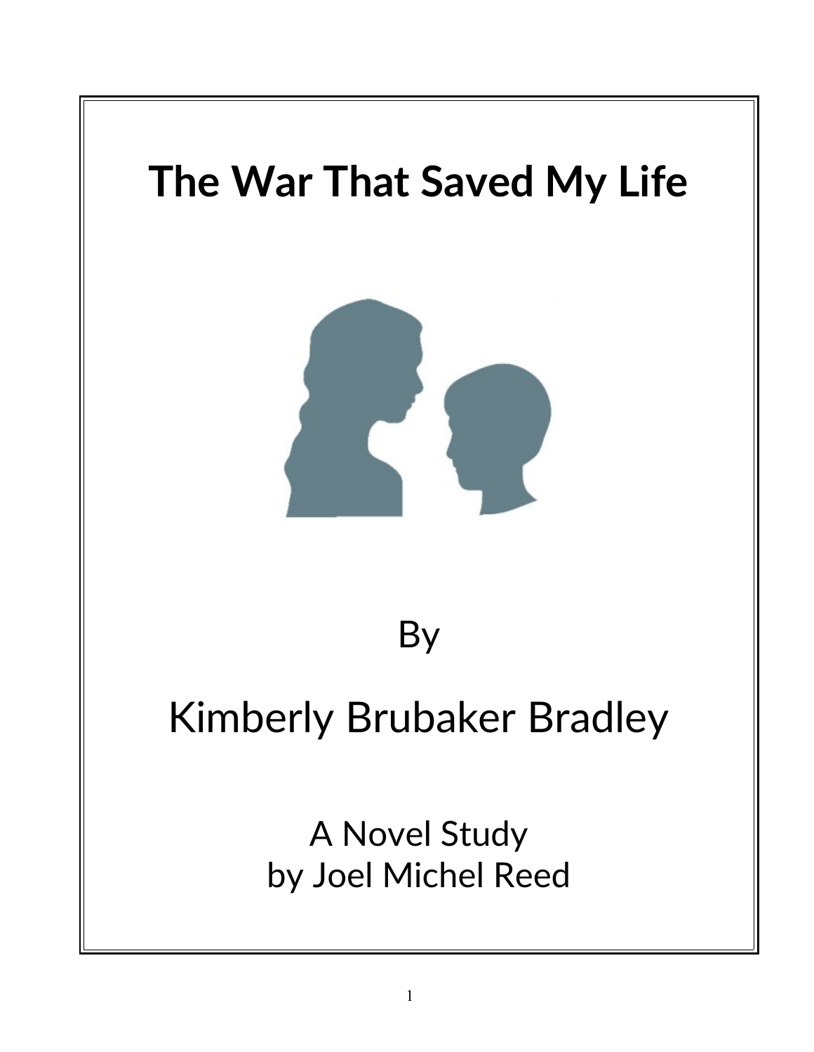# The War That Saved My Life

By

Kimberly Brubaker Bradley

A Novel Study
by Joel Michel Reed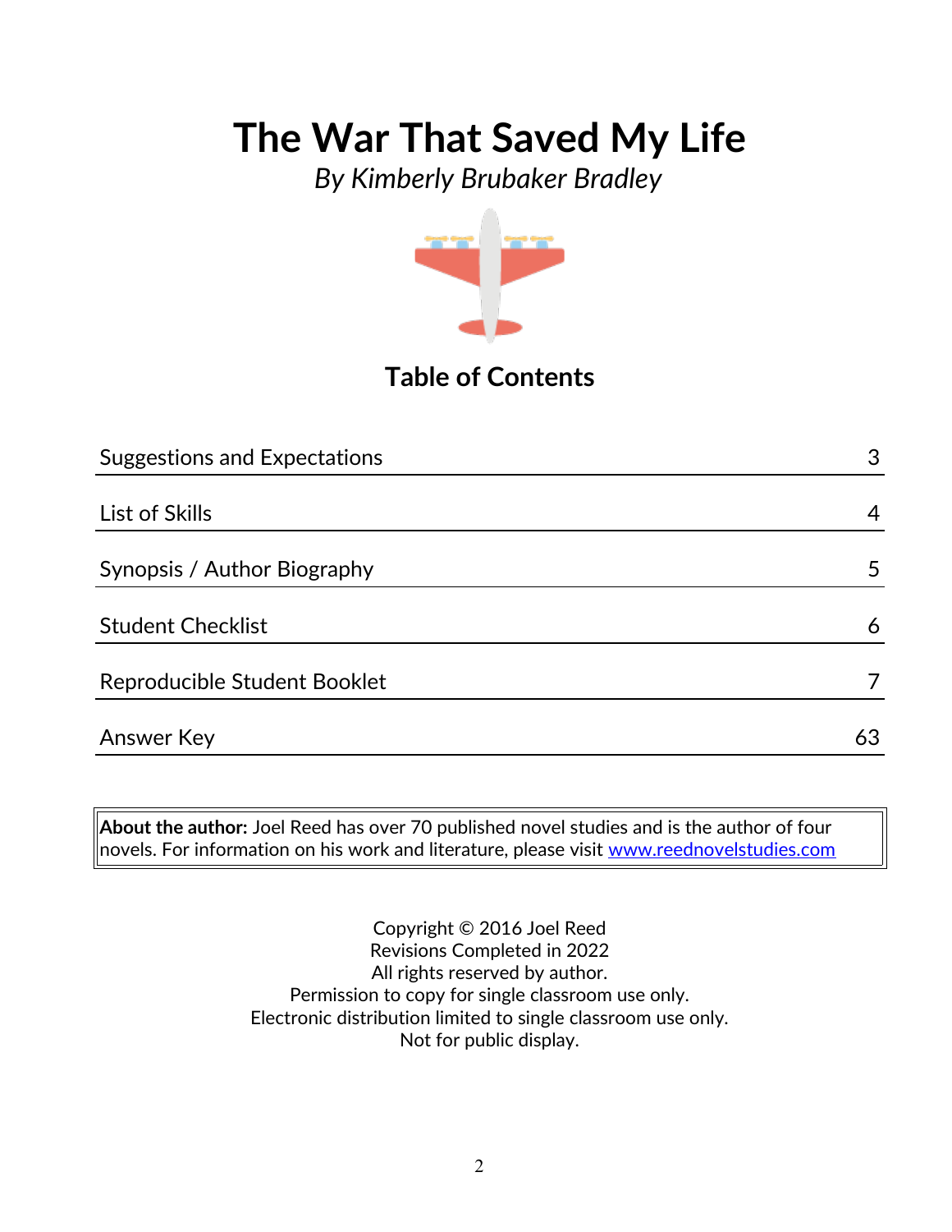# The War That Saved My Life

*By Kimberly Brubaker Bradley*

## Table of Contents

| | |
|---|---|
| Suggestions and Expectations | 3 |
| List of Skills | 4 |
| Synopsis / Author Biography | 5 |
| Student Checklist | 6 |
| Reproducible Student Booklet | 7 |
| Answer Key | 63 |

**About the author:** Joel Reed has over 70 published novel studies and is the author of four novels. For information on his work and literature, please visit [www.reednovelstudies.com](http://www.reednovelstudies.com)

Copyright © 2016 Joel Reed
Revisions Completed in 2022
All rights reserved by author.
Permission to copy for single classroom use only.
Electronic distribution limited to single classroom use only.
Not for public display.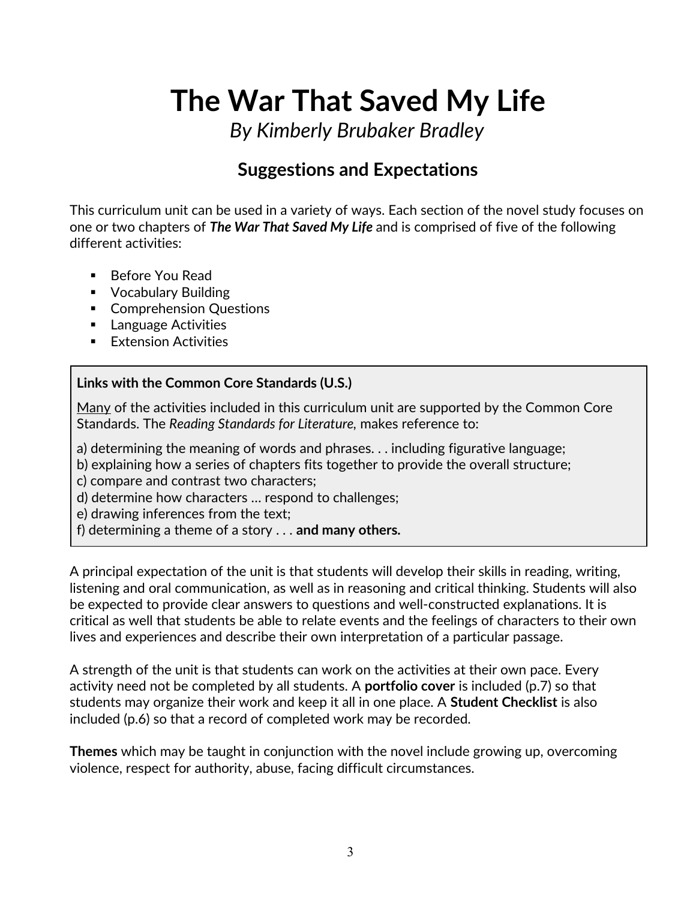# The War That Saved My Life

*By Kimberly Brubaker Bradley*

## Suggestions and Expectations

This curriculum unit can be used in a variety of ways. Each section of the novel study focuses on one or two chapters of ***The War That Saved My Life*** and is comprised of five of the following different activities:

- Before You Read
- Vocabulary Building
- Comprehension Questions
- Language Activities
- Extension Activities

**Links with the Common Core Standards (U.S.)**

<u>Many</u> of the activities included in this curriculum unit are supported by the Common Core Standards. The *Reading Standards for Literature*, makes reference to:

a) determining the meaning of words and phrases. . . including figurative language;
b) explaining how a series of chapters fits together to provide the overall structure;
c) compare and contrast two characters;
d) determine how characters … respond to challenges;
e) drawing inferences from the text;
f) determining a theme of a story . . . **and many others.**

A principal expectation of the unit is that students will develop their skills in reading, writing, listening and oral communication, as well as in reasoning and critical thinking. Students will also be expected to provide clear answers to questions and well-constructed explanations. It is critical as well that students be able to relate events and the feelings of characters to their own lives and experiences and describe their own interpretation of a particular passage.

A strength of the unit is that students can work on the activities at their own pace. Every activity need not be completed by all students. A **portfolio cover** is included (p.7) so that students may organize their work and keep it all in one place. A **Student Checklist** is also included (p.6) so that a record of completed work may be recorded.

**Themes** which may be taught in conjunction with the novel include growing up, overcoming violence, respect for authority, abuse, facing difficult circumstances.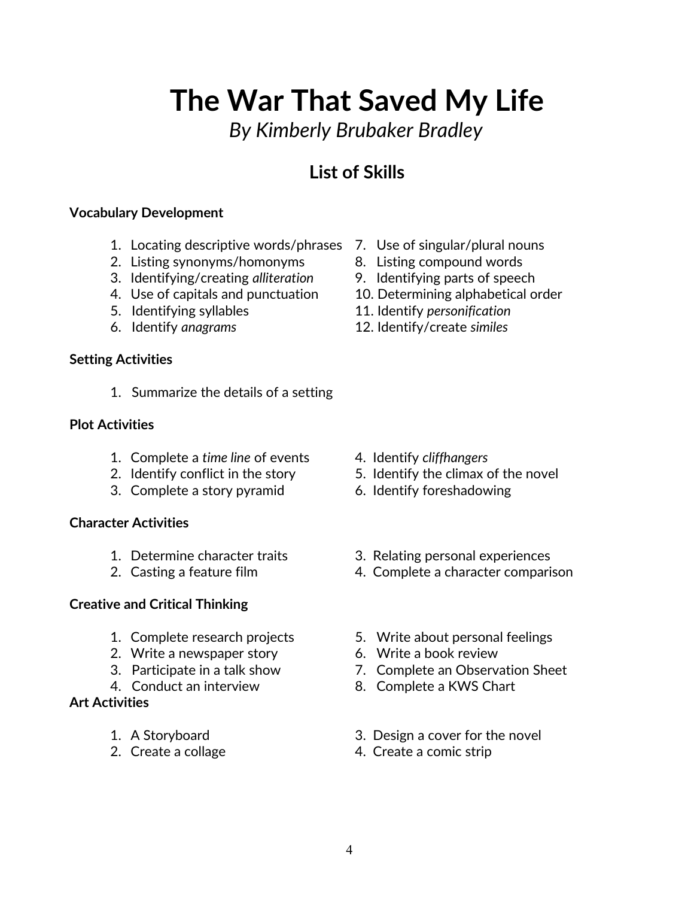# The War That Saved My Life

*By Kimberly Brubaker Bradley*

## List of Skills

**Vocabulary Development**

1. Locating descriptive words/phrases
2. Listing synonyms/homonyms
3. Identifying/creating *alliteration*
4. Use of capitals and punctuation
5. Identifying syllables
6. Identify *anagrams*
7. Use of singular/plural nouns
8. Listing compound words
9. Identifying parts of speech
10. Determining alphabetical order
11. Identify *personification*
12. Identify/create *similes*

**Setting Activities**

1. Summarize the details of a setting

**Plot Activities**

1. Complete a *time line* of events
2. Identify conflict in the story
3. Complete a story pyramid
4. Identify *cliffhangers*
5. Identify the climax of the novel
6. Identify foreshadowing

**Character Activities**

1. Determine character traits
2. Casting a feature film
3. Relating personal experiences
4. Complete a character comparison

**Creative and Critical Thinking**

1. Complete research projects
2. Write a newspaper story
3. Participate in a talk show
4. Conduct an interview
5. Write about personal feelings
6. Write a book review
7. Complete an Observation Sheet
8. Complete a KWS Chart

**Art Activities**

1. A Storyboard
2. Create a collage
3. Design a cover for the novel
4. Create a comic strip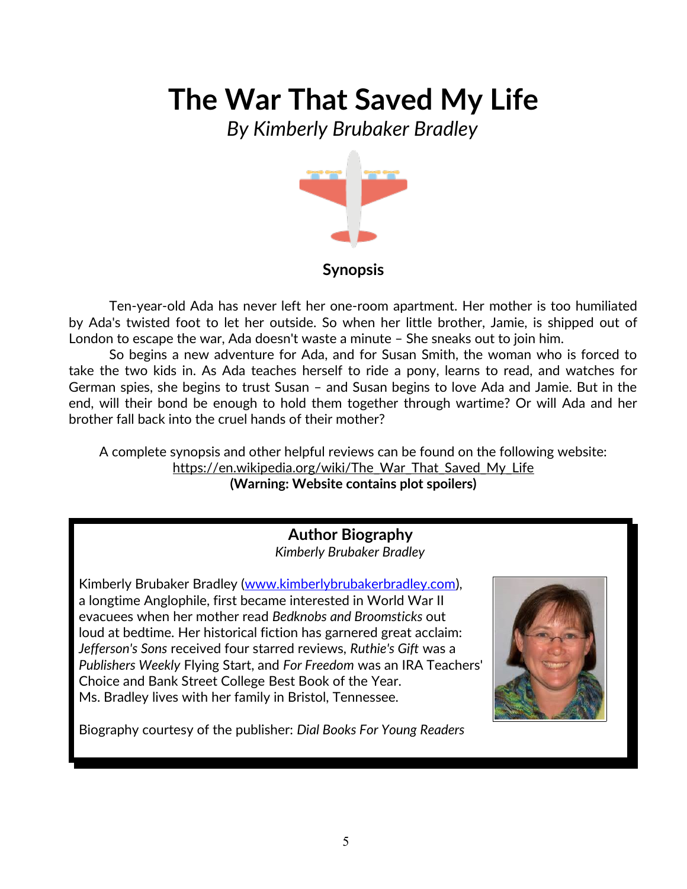# The War That Saved My Life

*By Kimberly Brubaker Bradley*

## Synopsis

Ten-year-old Ada has never left her one-room apartment. Her mother is too humiliated by Ada's twisted foot to let her outside. So when her little brother, Jamie, is shipped out of London to escape the war, Ada doesn't waste a minute – She sneaks out to join him.

So begins a new adventure for Ada, and for Susan Smith, the woman who is forced to take the two kids in. As Ada teaches herself to ride a pony, learns to read, and watches for German spies, she begins to trust Susan – and Susan begins to love Ada and Jamie. But in the end, will their bond be enough to hold them together through wartime? Or will Ada and her brother fall back into the cruel hands of their mother?

A complete synopsis and other helpful reviews can be found on the following website:
https://en.wikipedia.org/wiki/The_War_That_Saved_My_Life
**(Warning: Website contains plot spoilers)**

## Author Biography

*Kimberly Brubaker Bradley*

Kimberly Brubaker Bradley (www.kimberlybrubakerbradley.com), a longtime Anglophile, first became interested in World War II evacuees when her mother read *Bedknobs and Broomsticks* out loud at bedtime. Her historical fiction has garnered great acclaim: *Jefferson's Sons* received four starred reviews, *Ruthie's Gift* was a *Publishers Weekly* Flying Start, and *For Freedom* was an IRA Teachers' Choice and Bank Street College Best Book of the Year. Ms. Bradley lives with her family in Bristol, Tennessee.

Biography courtesy of the publisher: *Dial Books For Young Readers*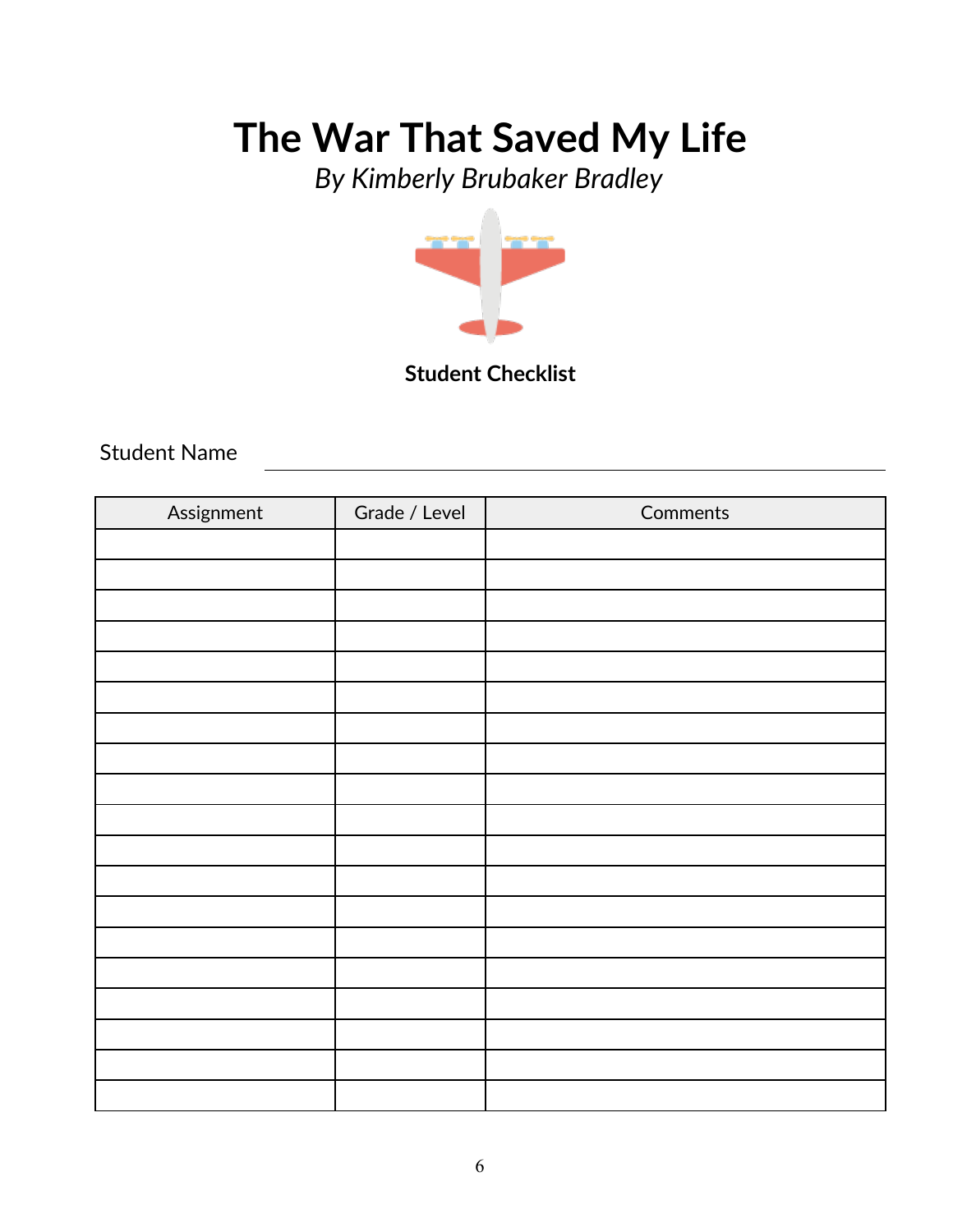# The War That Saved My Life

*By Kimberly Brubaker Bradley*

**Student Checklist**

Student Name ____________________

| Assignment | Grade / Level | Comments |
|---|---|---|
| | | |
| | | |
| | | |
| | | |
| | | |
| | | |
| | | |
| | | |
| | | |
| | | |
| | | |
| | | |
| | | |
| | | |
| | | |
| | | |
| | | |
| | | |
| | | |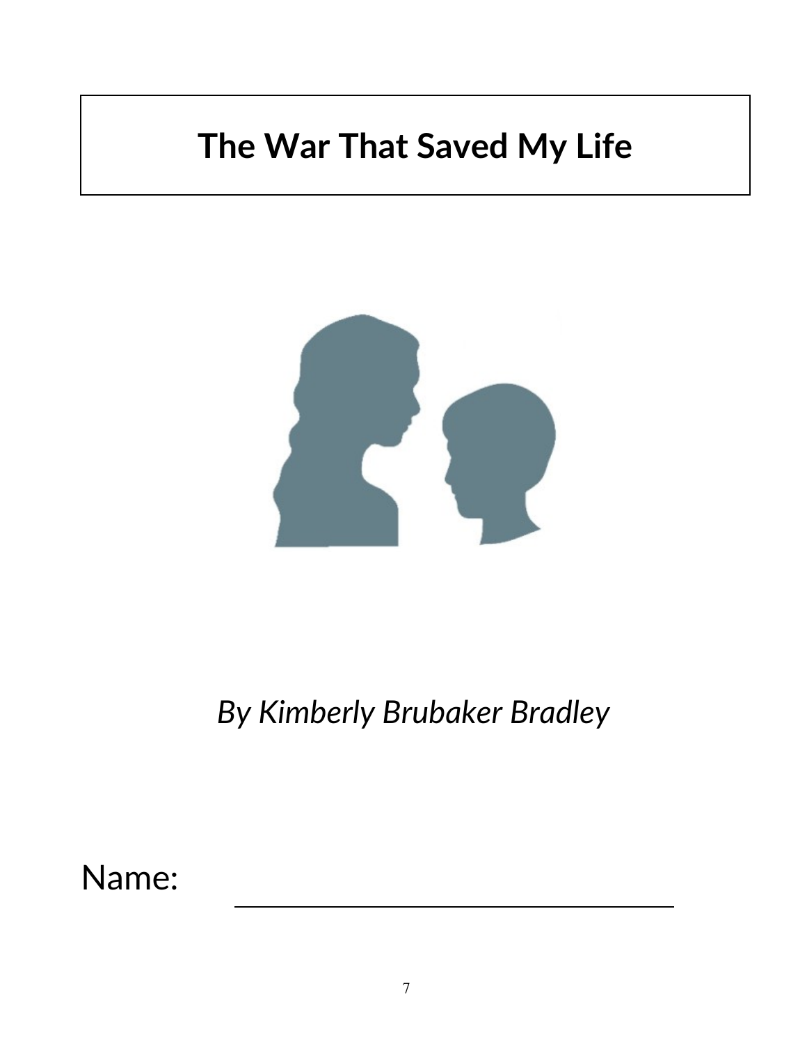# The War That Saved My Life

*By Kimberly Brubaker Bradley*

Name: ______________________________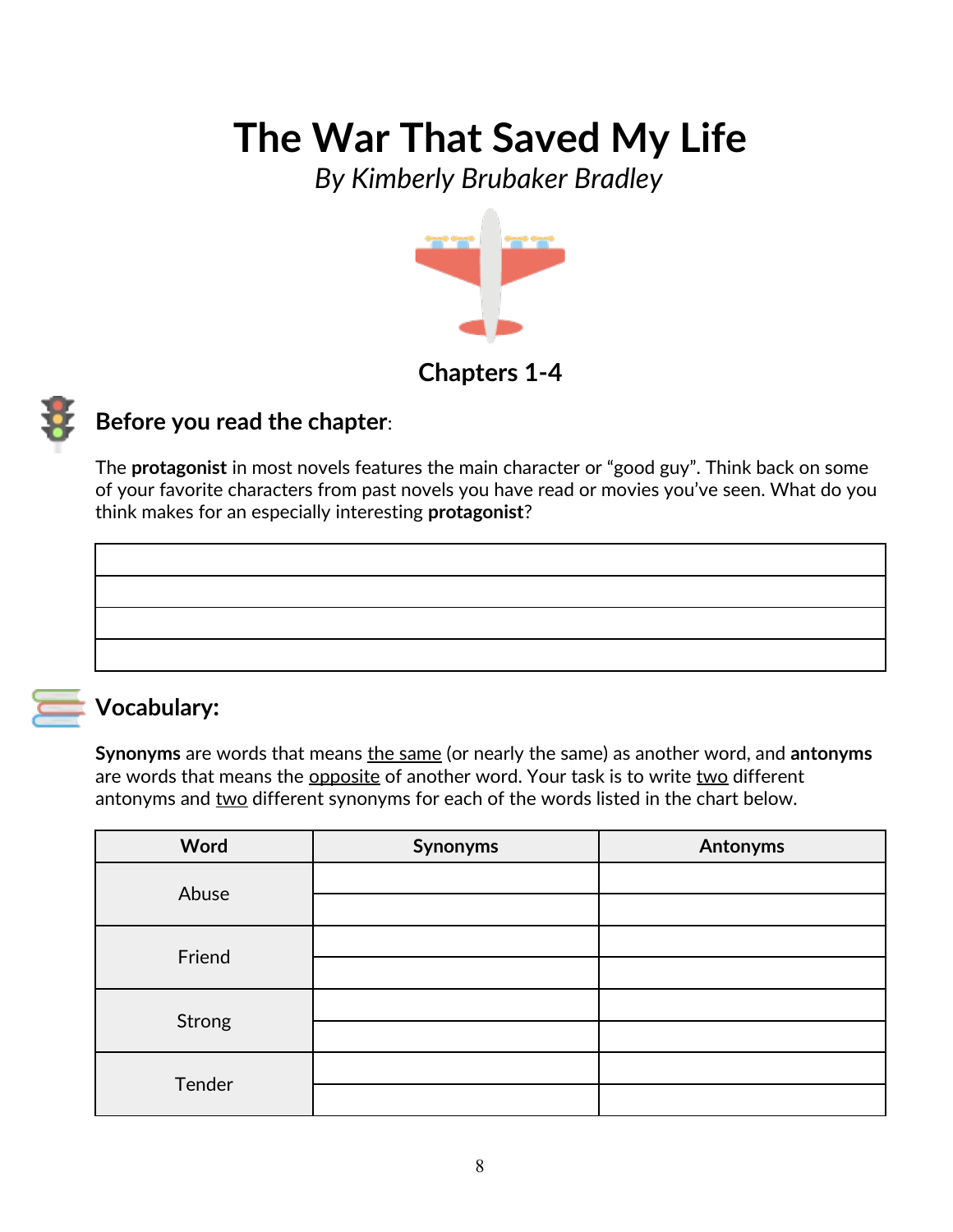# The War That Saved My Life

*By Kimberly Brubaker Bradley*

## Chapters 1-4

### **Before you read the chapter**:

The **protagonist** in most novels features the main character or "good guy". Think back on some of your favorite characters from past novels you have read or movies you've seen. What do you think makes for an especially interesting **protagonist**?

|  |
|---|
|  |
|  |
|  |
|  |

### Vocabulary:

**Synonyms** are words that means <u>the same</u> (or nearly the same) as another word, and **antonyms** are words that means the <u>opposite</u> of another word. Your task is to write <u>two</u> different antonyms and <u>two</u> different synonyms for each of the words listed in the chart below.

| Word | Synonyms | Antonyms |
|---|---|---|
| Abuse | | |
| | | |
| Friend | | |
| | | |
| Strong | | |
| | | |
| Tender | | |
| | | |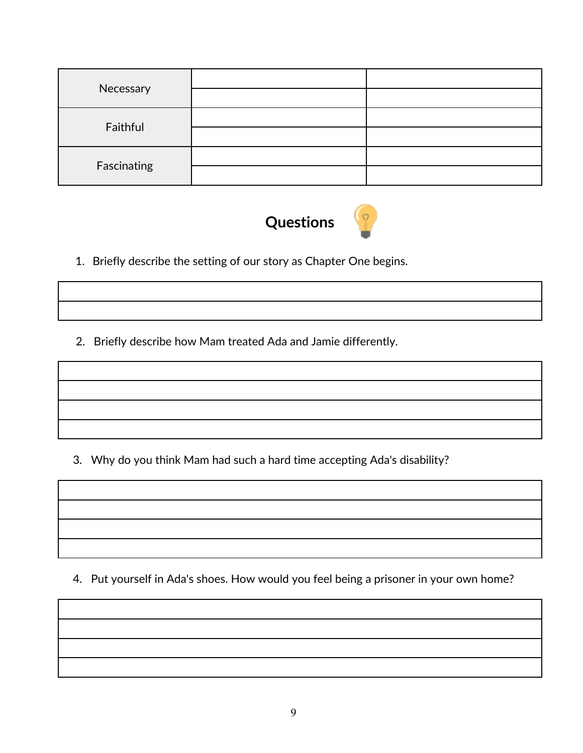| | | |
|---|---|---|
| Necessary | | |
| | | |
| Faithful | | |
| | | |
| Fascinating | | |
| | | |

## Questions

1. Briefly describe the setting of our story as Chapter One begins.

| |
|---|
| |
| |

2. Briefly describe how Mam treated Ada and Jamie differently.

| |
|---|
| |
| |
| |
| |

3. Why do you think Mam had such a hard time accepting Ada's disability?

| |
|---|
| |
| |
| |
| |

4. Put yourself in Ada's shoes. How would you feel being a prisoner in your own home?

| |
|---|
| |
| |
| |
| |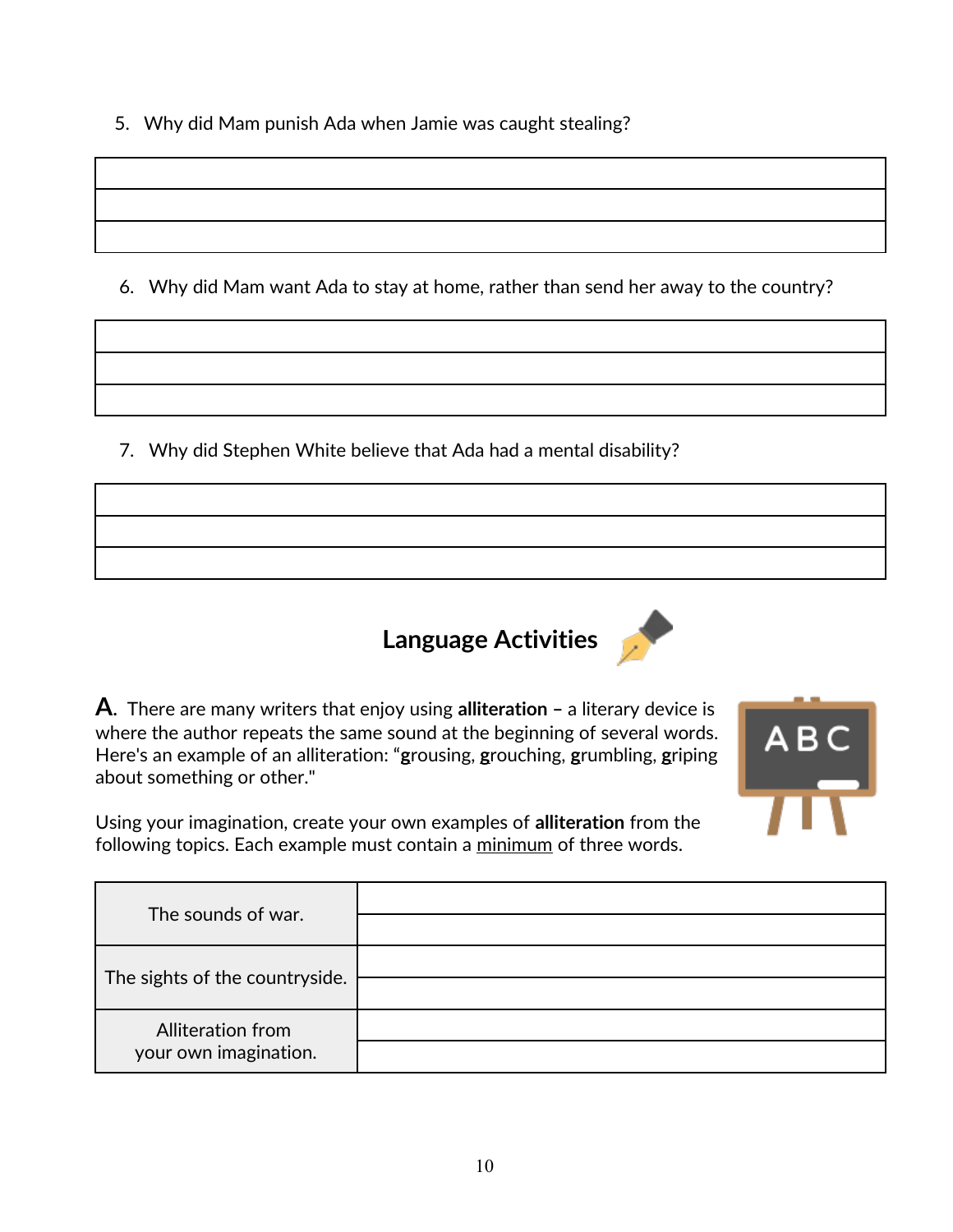5. Why did Mam punish Ada when Jamie was caught stealing?

| |
|---|
| |
| |
| |

6. Why did Mam want Ada to stay at home, rather than send her away to the country?

| |
|---|
| |
| |
| |

7. Why did Stephen White believe that Ada had a mental disability?

| |
|---|
| |
| |
| |

## Language Activities

**A.** There are many writers that enjoy using **alliteration** – a literary device is where the author repeats the same sound at the beginning of several words. Here's an example of an alliteration: "**g**rousing, **g**rouching, **g**rumbling, **g**riping about something or other."

Using your imagination, create your own examples of **alliteration** from the following topics. Each example must contain a minimum of three words.

| | |
|---|---|
| The sounds of war. | |
| | |
| The sights of the countryside. | |
| | |
| Alliteration from your own imagination. | |
| | |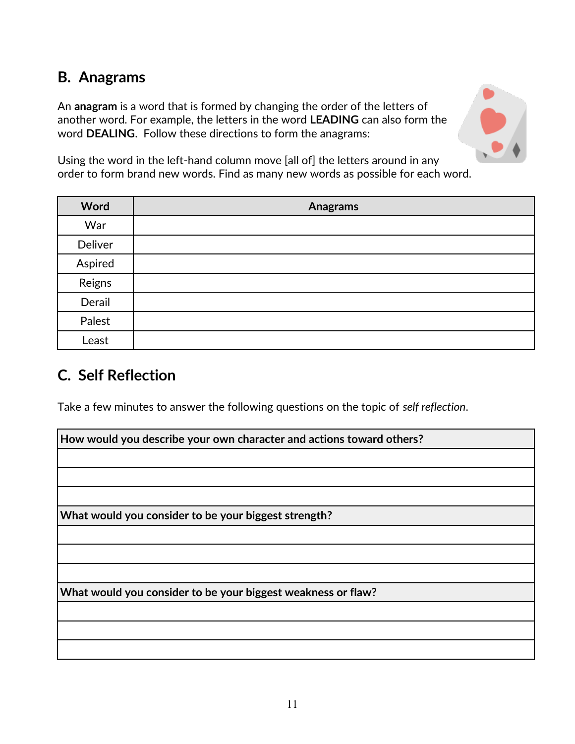## B. Anagrams

An **anagram** is a word that is formed by changing the order of the letters of another word. For example, the letters in the word **LEADING** can also form the word **DEALING**. Follow these directions to form the anagrams:

Using the word in the left-hand column move [all of] the letters around in any order to form brand new words. Find as many new words as possible for each word.

| Word | Anagrams |
| --- | --- |
| War | |
| Deliver | |
| Aspired | |
| Reigns | |
| Derail | |
| Palest | |
| Least | |

## C. Self Reflection

Take a few minutes to answer the following questions on the topic of *self reflection*.

| How would you describe your own character and actions toward others? |
| --- |
| |
| |
| |
| **What would you consider to be your biggest strength?** |
| |
| |
| |
| **What would you consider to be your biggest weakness or flaw?** |
| |
| |
| |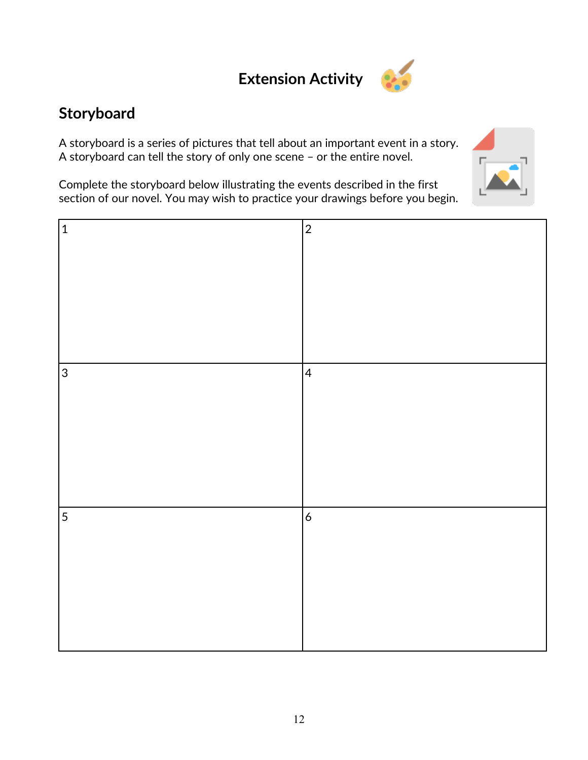# Extension Activity

## Storyboard

A storyboard is a series of pictures that tell about an important event in a story. A storyboard can tell the story of only one scene – or the entire novel.

Complete the storyboard below illustrating the events described in the first section of our novel. You may wish to practice your drawings before you begin.

| | |
|---|---|
| 1 | 2 |
| 3 | 4 |
| 5 | 6 |